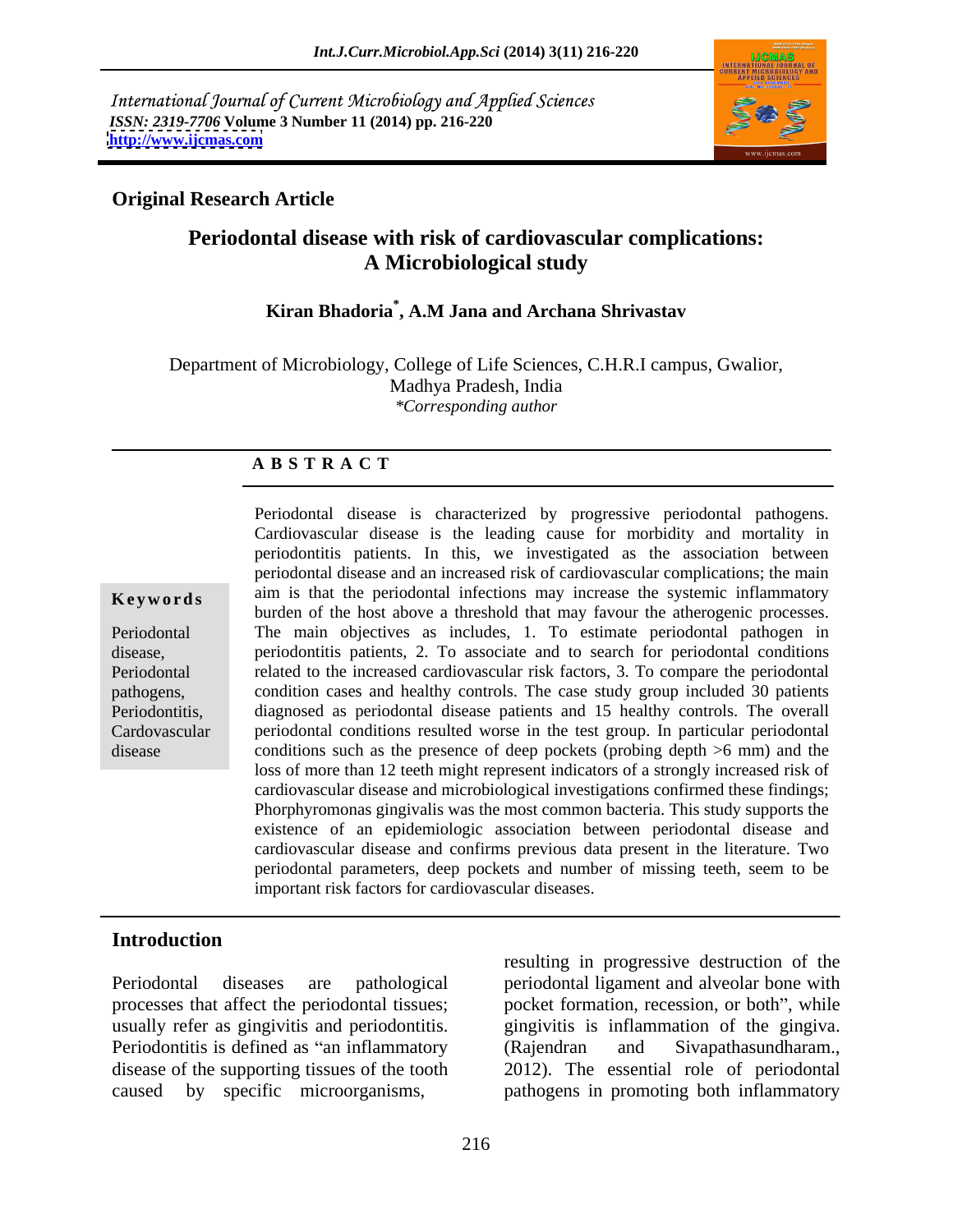International Journal of Current Microbiology and Applied Sciences
*ISSN: 2319-7706* **Volume 3 Number 11 (2014) pp. 216-220**
**http://www.ijcmas.com**

**Original Research Article**

# Periodontal disease with risk of cardiovascular complications: A Microbiological study

**Kiran Bhadoria[*], A.M Jana and Archana Shrivastav**

Department of Microbiology, College of Life Sciences, C.H.R.I campus, Gwalior, Madhya Pradesh, India
*\*Corresponding author*

## A B S T R A C T

**Keywords**

Periodontal disease, Periodontal pathogens, Periodontitis, Cardovascular disease

Periodontal disease is characterized by progressive periodontal pathogens. Cardiovascular disease is the leading cause for morbidity and mortality in periodontitis patients. In this, we investigated as the association between periodontal disease and an increased risk of cardiovascular complications; the main aim is that the periodontal infections may increase the systemic inflammatory burden of the host above a threshold that may favour the atherogenic processes. The main objectives as includes, 1. To estimate periodontal pathogen in periodontitis patients, 2. To associate and to search for periodontal conditions related to the increased cardiovascular risk factors, 3. To compare the periodontal condition cases and healthy controls. The case study group included 30 patients diagnosed as periodontal disease patients and 15 healthy controls. The overall periodontal conditions resulted worse in the test group. In particular periodontal conditions such as the presence of deep pockets (probing depth >6 mm) and the loss of more than 12 teeth might represent indicators of a strongly increased risk of cardiovascular disease and microbiological investigations confirmed these findings; Phorphyromonas gingivalis was the most common bacteria. This study supports the existence of an epidemiologic association between periodontal disease and cardiovascular disease and confirms previous data present in the literature. Two periodontal parameters, deep pockets and number of missing teeth, seem to be important risk factors for cardiovascular diseases.

## Introduction

Periodontal diseases are pathological processes that affect the periodontal tissues; usually refer as gingivitis and periodontitis. Periodontitis is defined as "an inflammatory disease of the supporting tissues of the tooth caused by specific microorganisms, resulting in progressive destruction of the periodontal ligament and alveolar bone with pocket formation, recession, or both", while gingivitis is inflammation of the gingiva. (Rajendran and Sivapathasundharam., 2012). The essential role of periodontal pathogens in promoting both inflammatory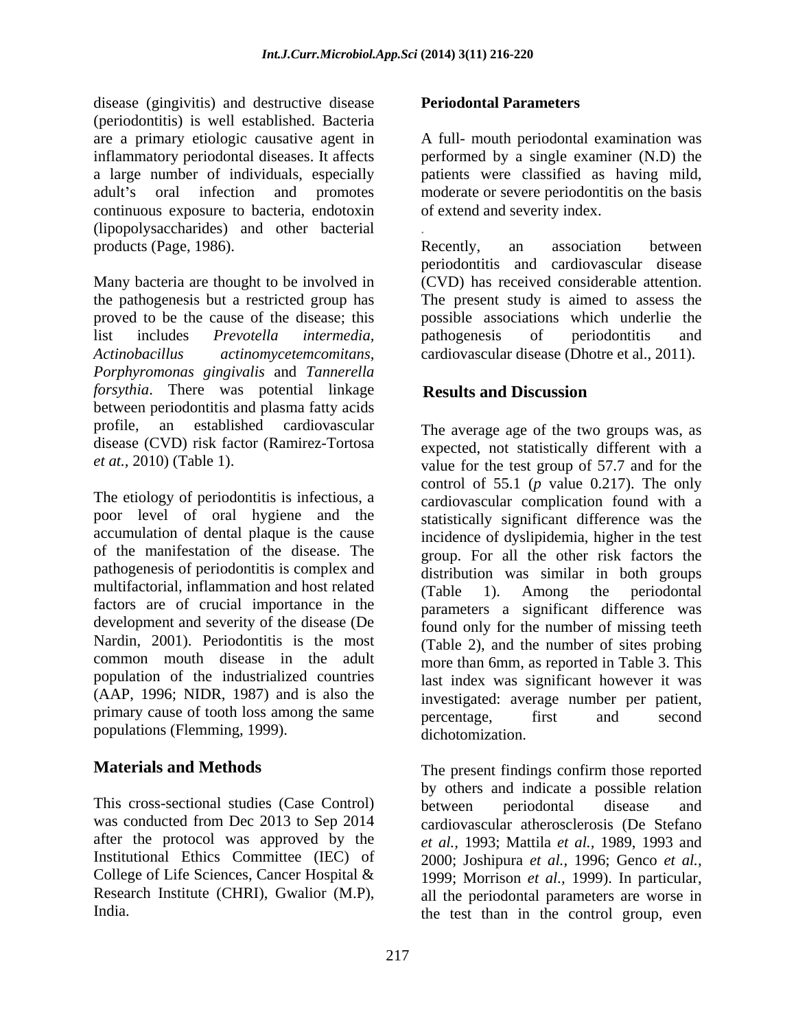disease (gingivitis) and destructive disease (periodontitis) is well established. Bacteria are a primary etiologic causative agent in inflammatory periodontal diseases. It affects a large number of individuals, especially adult's oral infection and promotes continuous exposure to bacteria, endotoxin (lipopolysaccharides) and other bacterial products (Page, 1986).

Many bacteria are thought to be involved in the pathogenesis but a restricted group has proved to be the cause of the disease; this list includes *Prevotella intermedia, Actinobacillus actinomycetemcomitans, Porphyromonas gingivalis* and *Tannerella forsythia*. There was potential linkage between periodontitis and plasma fatty acids profile, an established cardiovascular disease (CVD) risk factor (Ramirez-Tortosa *et at.,* 2010) (Table 1).

The etiology of periodontitis is infectious, a poor level of oral hygiene and the accumulation of dental plaque is the cause of the manifestation of the disease. The pathogenesis of periodontitis is complex and multifactorial, inflammation and host related factors are of crucial importance in the development and severity of the disease (De Nardin, 2001). Periodontitis is the most common mouth disease in the adult population of the industrialized countries (AAP, 1996; NIDR, 1987) and is also the primary cause of tooth loss among the same populations (Flemming, 1999).

## Materials and Methods

This cross-sectional studies (Case Control) was conducted from Dec 2013 to Sep 2014 after the protocol was approved by the Institutional Ethics Committee (IEC) of College of Life Sciences, Cancer Hospital & Research Institute (CHRI), Gwalior (M.P), India.

**Periodontal Parameters**

A full- mouth periodontal examination was performed by a single examiner (N.D) the patients were classified as having mild, moderate or severe periodontitis on the basis of extend and severity index.

Recently, an association between periodontitis and cardiovascular disease (CVD) has received considerable attention. The present study is aimed to assess the possible associations which underlie the pathogenesis of periodontitis and cardiovascular disease (Dhotre et al., 2011).

## Results and Discussion

The average age of the two groups was, as expected, not statistically different with a value for the test group of 57.7 and for the control of 55.1 (*p* value 0.217). The only cardiovascular complication found with a statistically significant difference was the incidence of dyslipidemia, higher in the test group. For all the other risk factors the distribution was similar in both groups (Table 1). Among the periodontal parameters a significant difference was found only for the number of missing teeth (Table 2), and the number of sites probing more than 6mm, as reported in Table 3. This last index was significant however it was investigated: average number per patient, percentage, first and second dichotomization.

The present findings confirm those reported by others and indicate a possible relation between periodontal disease and cardiovascular atherosclerosis (De Stefano *et al.,* 1993; Mattila *et al.,* 1989, 1993 and 2000; Joshipura *et al.,* 1996; Genco *et al.,* 1999; Morrison *et al.,* 1999). In particular, all the periodontal parameters are worse in the test than in the control group, even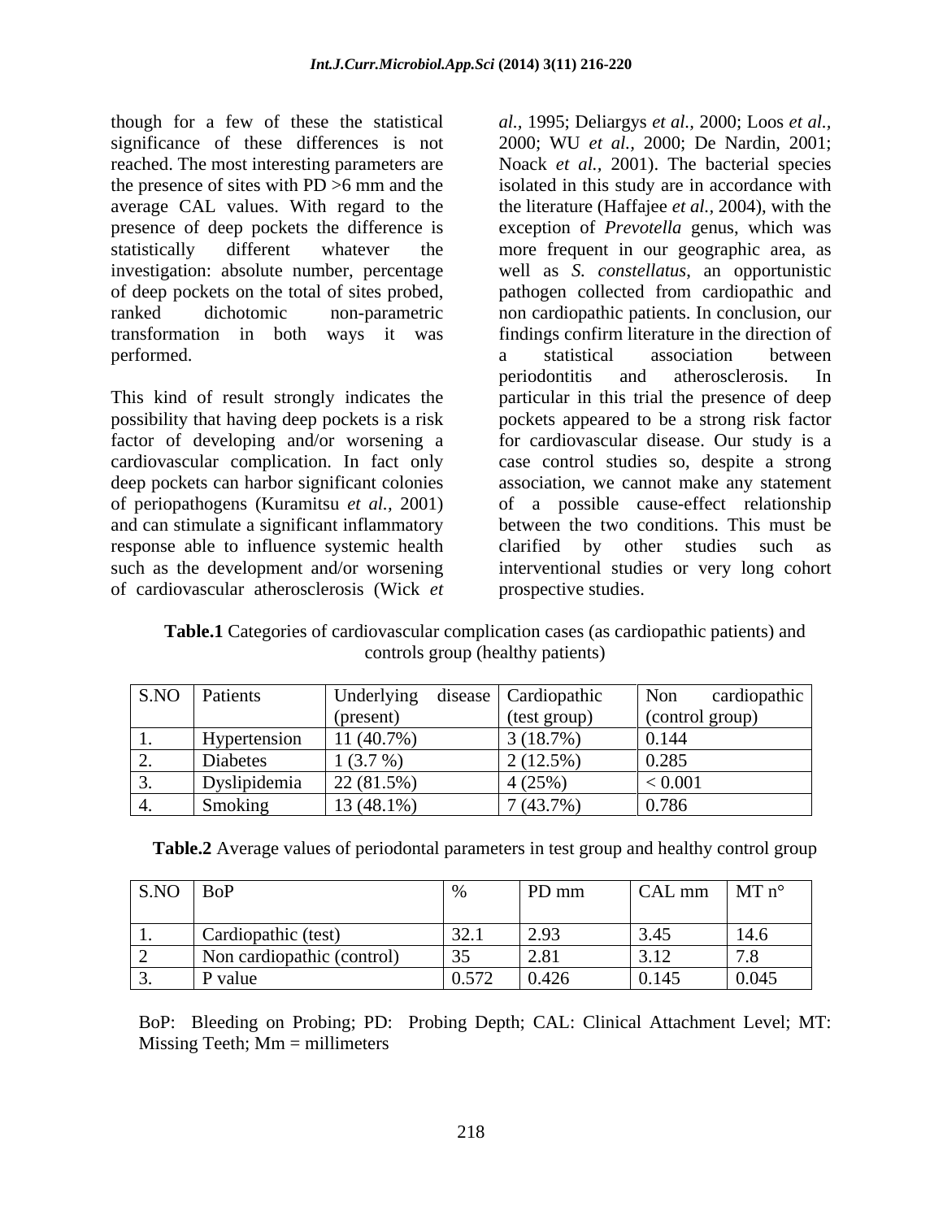though for a few of these the statistical significance of these differences is not reached. The most interesting parameters are the presence of sites with PD >6 mm and the average CAL values. With regard to the presence of deep pockets the difference is statistically different whatever the investigation: absolute number, percentage of deep pockets on the total of sites probed, ranked dichotomic non-parametric transformation in both ways it was performed.

This kind of result strongly indicates the possibility that having deep pockets is a risk factor of developing and/or worsening a cardiovascular complication. In fact only deep pockets can harbor significant colonies of periopathogens (Kuramitsu *et al.*, 2001) and can stimulate a significant inflammatory response able to influence systemic health such as the development and/or worsening of cardiovascular atherosclerosis (Wick *et al.*, 1995; Deliargys *et al.*, 2000; Loos *et al.*, 2000; WU *et al.*, 2000; De Nardin, 2001; Noack *et al.*, 2001). The bacterial species isolated in this study are in accordance with the literature (Haffajee *et al.*, 2004), with the exception of *Prevotella* genus, which was more frequent in our geographic area, as well as *S. constellatus*, an opportunistic pathogen collected from cardiopathic and non cardiopathic patients. In conclusion, our findings confirm literature in the direction of a statistical association between periodontitis and atherosclerosis. In particular in this trial the presence of deep pockets appeared to be a strong risk factor for cardiovascular disease. Our study is a case control studies so, despite a strong association, we cannot make any statement of a possible cause-effect relationship between the two conditions. This must be clarified by other studies such as interventional studies or very long cohort prospective studies.

**Table.1** Categories of cardiovascular complication cases (as cardiopathic patients) and controls group (healthy patients)

| S.NO | Patients | Underlying disease (present) | Cardiopathic (test group) | Non cardiopathic (control group) |
|---|---|---|---|---|
| 1. | Hypertension | 11 (40.7%) | 3 (18.7%) | 0.144 |
| 2. | Diabetes | 1 (3.7 %) | 2 (12.5%) | 0.285 |
| 3. | Dyslipidemia | 22 (81.5%) | 4 (25%) | < 0.001 |
| 4. | Smoking | 13 (48.1%) | 7 (43.7%) | 0.786 |

**Table.2** Average values of periodontal parameters in test group and healthy control group

| S.NO | BoP | % | PD mm | CAL mm | MT n° |
|---|---|---|---|---|---|
| 1. | Cardiopathic (test) | 32.1 | 2.93 | 3.45 | 14.6 |
| 2 | Non cardiopathic (control) | 35 | 2.81 | 3.12 | 7.8 |
| 3. | P value | 0.572 | 0.426 | 0.145 | 0.045 |

BoP: Bleeding on Probing; PD: Probing Depth; CAL: Clinical Attachment Level; MT: Missing Teeth; Mm = millimeters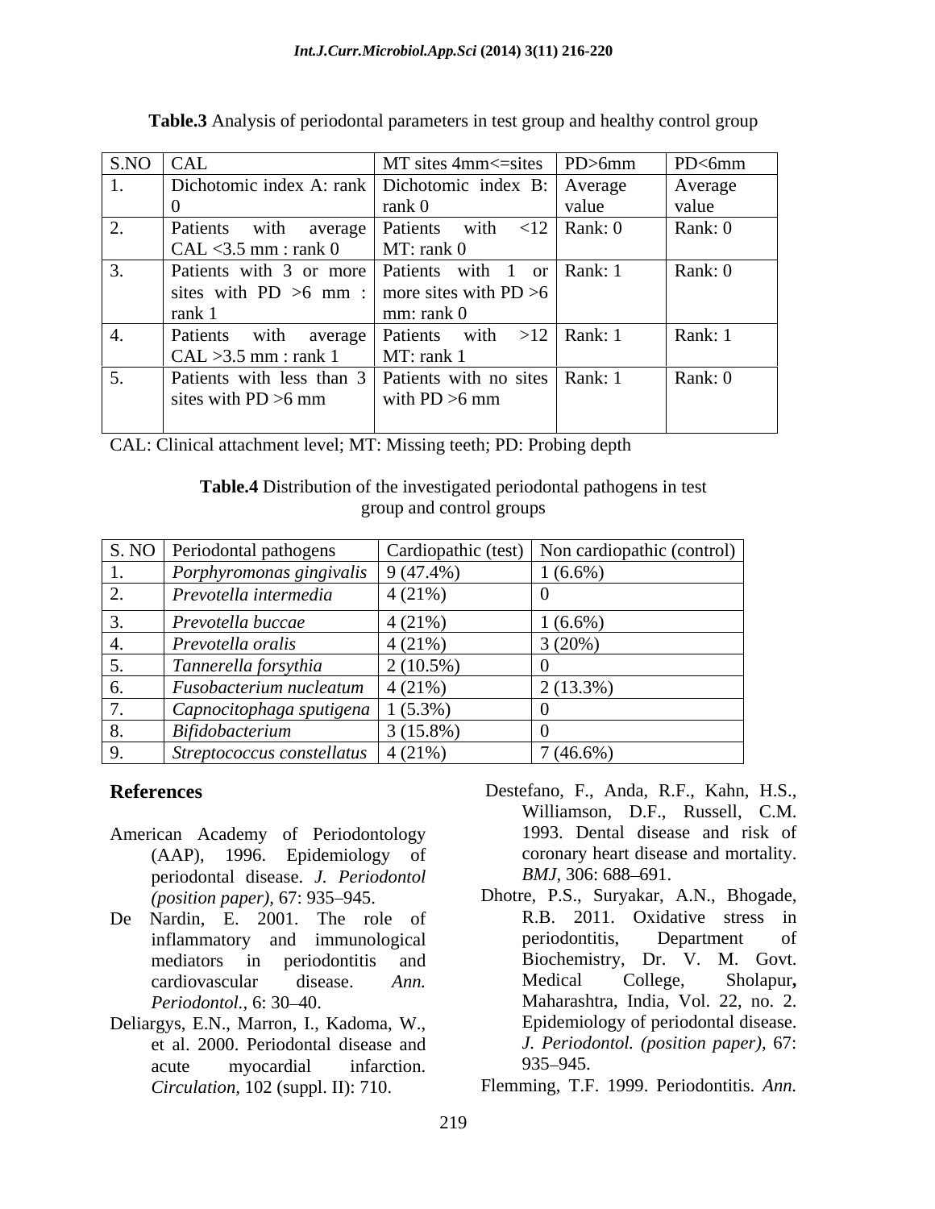**Table.3** Analysis of periodontal parameters in test group and healthy control group

| S.NO | CAL | MT sites 4mm<=sites | PD>6mm | PD<6mm |
|---|---|---|---|---|
| 1. | Dichotomic index A: rank 0 | Dichotomic index B: rank 0 | Average value | Average value |
| 2. | Patients with average CAL <3.5 mm : rank 0 | Patients with <12 MT: rank 0 | Rank: 0 | Rank: 0 |
| 3. | Patients with 3 or more sites with PD >6 mm : rank 1 | Patients with 1 or more sites with PD >6 mm: rank 0 | Rank: 1 | Rank: 0 |
| 4. | Patients with average CAL >3.5 mm : rank 1 | Patients with >12 MT: rank 1 | Rank: 1 | Rank: 1 |
| 5. | Patients with less than 3 sites with PD >6 mm | Patients with no sites with PD >6 mm | Rank: 1 | Rank: 0 |

CAL: Clinical attachment level; MT: Missing teeth; PD: Probing depth

**Table.4** Distribution of the investigated periodontal pathogens in test group and control groups

| S. NO | Periodontal pathogens | Cardiopathic (test) | Non cardiopathic (control) |
|---|---|---|---|
| 1. | *Porphyromonas gingivalis* | 9 (47.4%) | 1 (6.6%) |
| 2. | *Prevotella intermedia* | 4 (21%) | 0 |
| 3. | *Prevotella buccae* | 4 (21%) | 1 (6.6%) |
| 4. | *Prevotella oralis* | 4 (21%) | 3 (20%) |
| 5. | *Tannerella forsythia* | 2 (10.5%) | 0 |
| 6. | *Fusobacterium nucleatum* | 4 (21%) | 2 (13.3%) |
| 7. | *Capnocitophaga sputigena* | 1 (5.3%) | 0 |
| 8. | *Bifidobacterium* | 3 (15.8%) | 0 |
| 9. | *Streptococcus constellatus* | 4 (21%) | 7 (46.6%) |

## References

American Academy of Periodontology (AAP), 1996. Epidemiology of periodontal disease. *J. Periodontol (position paper),* 67: 935–945.

De Nardin, E. 2001. The role of inflammatory and immunological mediators in periodontitis and cardiovascular disease. *Ann. Periodontol.,* 6: 30–40.

Deliargys, E.N., Marron, I., Kadoma, W., et al. 2000. Periodontal disease and acute myocardial infarction. *Circulation,* 102 (suppl. II): 710.

Destefano, F., Anda, R.F., Kahn, H.S., Williamson, D.F., Russell, C.M. 1993. Dental disease and risk of coronary heart disease and mortality. *BMJ,* 306: 688–691.

Dhotre, P.S., Suryakar, A.N., Bhogade, R.B. 2011. Oxidative stress in periodontitis, Department of Biochemistry, Dr. V. M. Govt. Medical College, Sholapur**,** Maharashtra, India, Vol. 22, no. 2. Epidemiology of periodontal disease. *J. Periodontol. (position paper),* 67: 935–945.

Flemming, T.F. 1999. Periodontitis. *Ann.*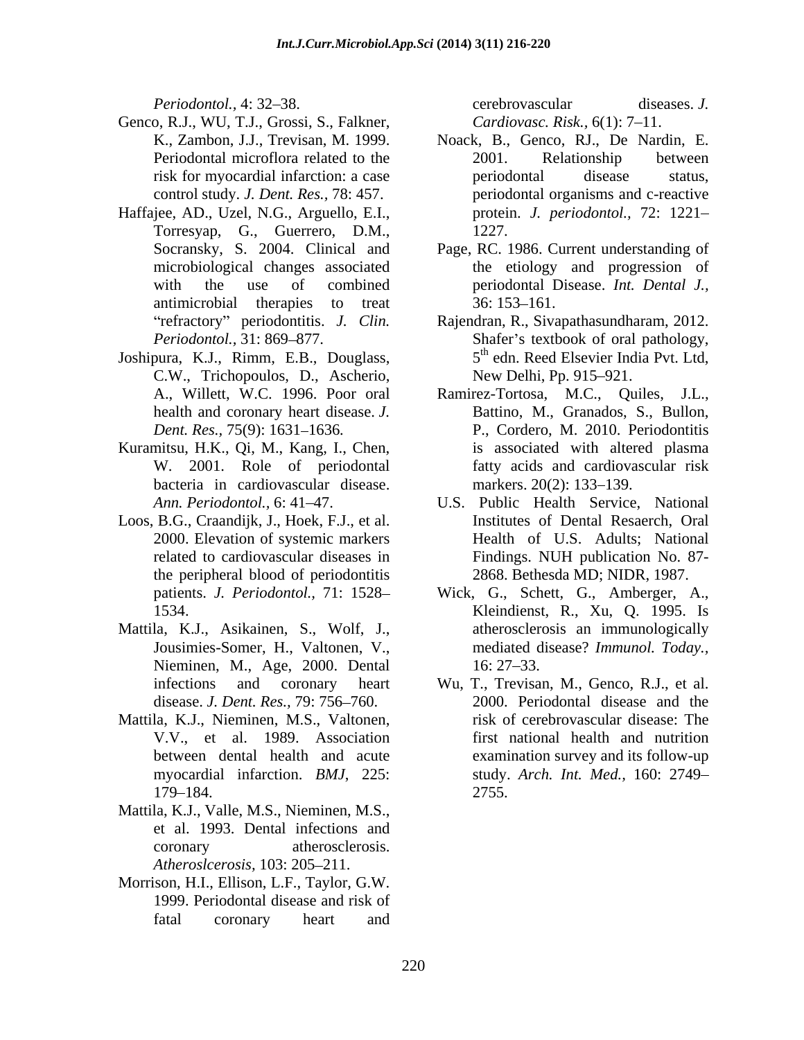*Periodontol.,* 4: 32–38.

Genco, R.J., WU, T.J., Grossi, S., Falkner, K., Zambon, J.J., Trevisan, M. 1999. Periodontal microflora related to the risk for myocardial infarction: a case control study. *J. Dent. Res.,* 78: 457.

Haffajee, AD., Uzel, N.G., Arguello, E.I., Torresyap, G., Guerrero, D.M., Socransky, S. 2004. Clinical and microbiological changes associated with the use of combined antimicrobial therapies to treat "refractory" periodontitis. *J. Clin. Periodontol.,* 31: 869–877.

Joshipura, K.J., Rimm, E.B., Douglass, C.W., Trichopoulos, D., Ascherio, A., Willett, W.C. 1996. Poor oral health and coronary heart disease. *J. Dent. Res.,* 75(9): 1631–1636.

Kuramitsu, H.K., Qi, M., Kang, I., Chen, W. 2001. Role of periodontal bacteria in cardiovascular disease. *Ann. Periodontol.,* 6: 41–47.

Loos, B.G., Craandijk, J., Hoek, F.J., et al. 2000. Elevation of systemic markers related to cardiovascular diseases in the peripheral blood of periodontitis patients. *J. Periodontol.,* 71: 1528–1534.

Mattila, K.J., Asikainen, S., Wolf, J., Jousimies-Somer, H., Valtonen, V., Nieminen, M., Age, 2000. Dental infections and coronary heart disease. *J. Dent. Res.,* 79: 756–760.

Mattila, K.J., Nieminen, M.S., Valtonen, V.V., et al. 1989. Association between dental health and acute myocardial infarction. *BMJ,* 225: 179–184.

Mattila, K.J., Valle, M.S., Nieminen, M.S., et al. 1993. Dental infections and coronary atherosclerosis. *Atheroslcerosis,* 103: 205–211.

Morrison, H.I., Ellison, L.F., Taylor, G.W. 1999. Periodontal disease and risk of fatal coronary heart and cerebrovascular diseases. *J. Cardiovasc. Risk.,* 6(1): 7–11.

Noack, B., Genco, RJ., De Nardin, E. 2001. Relationship between periodontal disease status, periodontal organisms and c-reactive protein. *J. periodontol.,* 72: 1221–1227.

Page, RC. 1986. Current understanding of the etiology and progression of periodontal Disease. *Int. Dental J.,* 36: 153–161.

Rajendran, R., Sivapathasundharam, 2012. Shafer's textbook of oral pathology, 5th edn. Reed Elsevier India Pvt. Ltd, New Delhi, Pp. 915–921.

Ramirez-Tortosa, M.C., Quiles, J.L., Battino, M., Granados, S., Bullon, P., Cordero, M. 2010. Periodontitis is associated with altered plasma fatty acids and cardiovascular risk markers. 20(2): 133–139.

U.S. Public Health Service, National Institutes of Dental Resaerch, Oral Health of U.S. Adults; National Findings. NUH publication No. 87-2868. Bethesda MD; NIDR, 1987.

Wick, G., Schett, G., Amberger, A., Kleindienst, R., Xu, Q. 1995. Is atherosclerosis an immunologically mediated disease? *Immunol. Today.,* 16: 27–33.

Wu, T., Trevisan, M., Genco, R.J., et al. 2000. Periodontal disease and the risk of cerebrovascular disease: The first national health and nutrition examination survey and its follow-up study. *Arch. Int. Med.,* 160: 2749–2755.